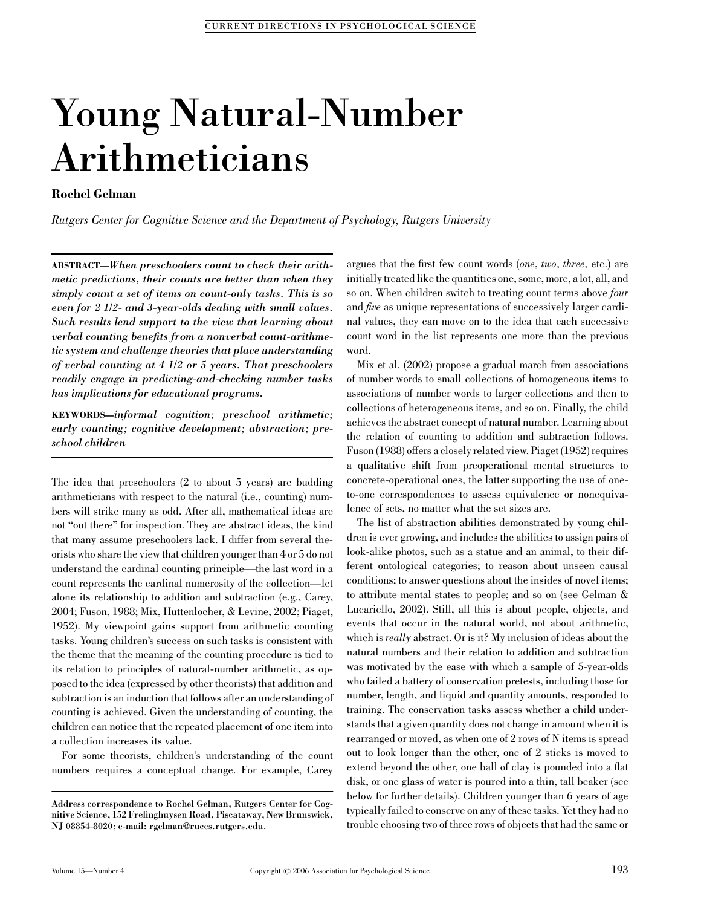# Young Natural-Number Arithmeticians

**Rochel Gelman**

*Rutgers Center for Cognitive Science and the Department of Psychology, Rutgers University*

**ABSTRACT—*When preschoolers count to check their arithmetic predictions, their counts are better than when they simply count a set of items on count-only tasks. This is so even for 2 1/2- and 3-year-olds dealing with small values. Such results lend support to the view that learning about verbal counting benefits from a nonverbal count-arithmetic system and challenge theories that place understanding of verbal counting at 4 1/2 or 5 years. That preschoolers readily engage in predicting-and-checking number tasks has implications for educational programs.***

**KEYWORDS—*informal cognition; preschool arithmetic; early counting; cognitive development; abstraction; preschool children***

The idea that preschoolers (2 to about 5 years) are budding arithmeticians with respect to the natural (i.e., counting) numbers will strike many as odd. After all, mathematical ideas are not "out there" for inspection. They are abstract ideas, the kind that many assume preschoolers lack. I differ from several theorists who share the view that children younger than 4 or 5 do not understand the cardinal counting principle—the last word in a count represents the cardinal numerosity of the collection—let alone its relationship to addition and subtraction (e.g., Carey, 2004; Fuson, 1988; Mix, Huttenlocher, & Levine, 2002; Piaget, 1952). My viewpoint gains support from arithmetic counting tasks. Young children's success on such tasks is consistent with the theme that the meaning of the counting procedure is tied to its relation to principles of natural-number arithmetic, as opposed to the idea (expressed by other theorists) that addition and subtraction is an induction that follows after an understanding of counting is achieved. Given the understanding of counting, the children can notice that the repeated placement of one item into a collection increases its value.

For some theorists, children's understanding of the count numbers requires a conceptual change. For example, Carey argues that the first few count words (*one*, *two*, *three*, etc.) are initially treated like the quantities one, some, more, a lot, all, and so on. When children switch to treating count terms above *four* and *five* as unique representations of successively larger cardinal values, they can move on to the idea that each successive count word in the list represents one more than the previous word.

Mix et al. (2002) propose a gradual march from associations of number words to small collections of homogeneous items to associations of number words to larger collections and then to collections of heterogeneous items, and so on. Finally, the child achieves the abstract concept of natural number. Learning about the relation of counting to addition and subtraction follows. Fuson (1988) offers a closely related view. Piaget (1952) requires a qualitative shift from preoperational mental structures to concrete-operational ones, the latter supporting the use of one-to-one correspondences to assess equivalence or nonequivalence of sets, no matter what the set sizes are.

The list of abstraction abilities demonstrated by young children is ever growing, and includes the abilities to assign pairs of look-alike photos, such as a statue and an animal, to their different ontological categories; to reason about unseen causal conditions; to answer questions about the insides of novel items; to attribute mental states to people; and so on (see Gelman & Lucariello, 2002). Still, all this is about people, objects, and events that occur in the natural world, not about arithmetic, which is *really* abstract. Or is it? My inclusion of ideas about the natural numbers and their relation to addition and subtraction was motivated by the ease with which a sample of 5-year-olds who failed a battery of conservation pretests, including those for number, length, and liquid and quantity amounts, responded to training. The conservation tasks assess whether a child understands that a given quantity does not change in amount when it is rearranged or moved, as when one of 2 rows of N items is spread out to look longer than the other, one of 2 sticks is moved to extend beyond the other, one ball of clay is pounded into a flat disk, or one glass of water is poured into a thin, tall beaker (see below for further details). Children younger than 6 years of age typically failed to conserve on any of these tasks. Yet they had no trouble choosing two of three rows of objects that had the same or

---

**Address correspondence to Rochel Gelman, Rutgers Center for Cognitive Science, 152 Frelinghuysen Road, Piscataway, New Brunswick, NJ 08854-8020; e-mail: rgelman@ruccs.rutgers.edu.**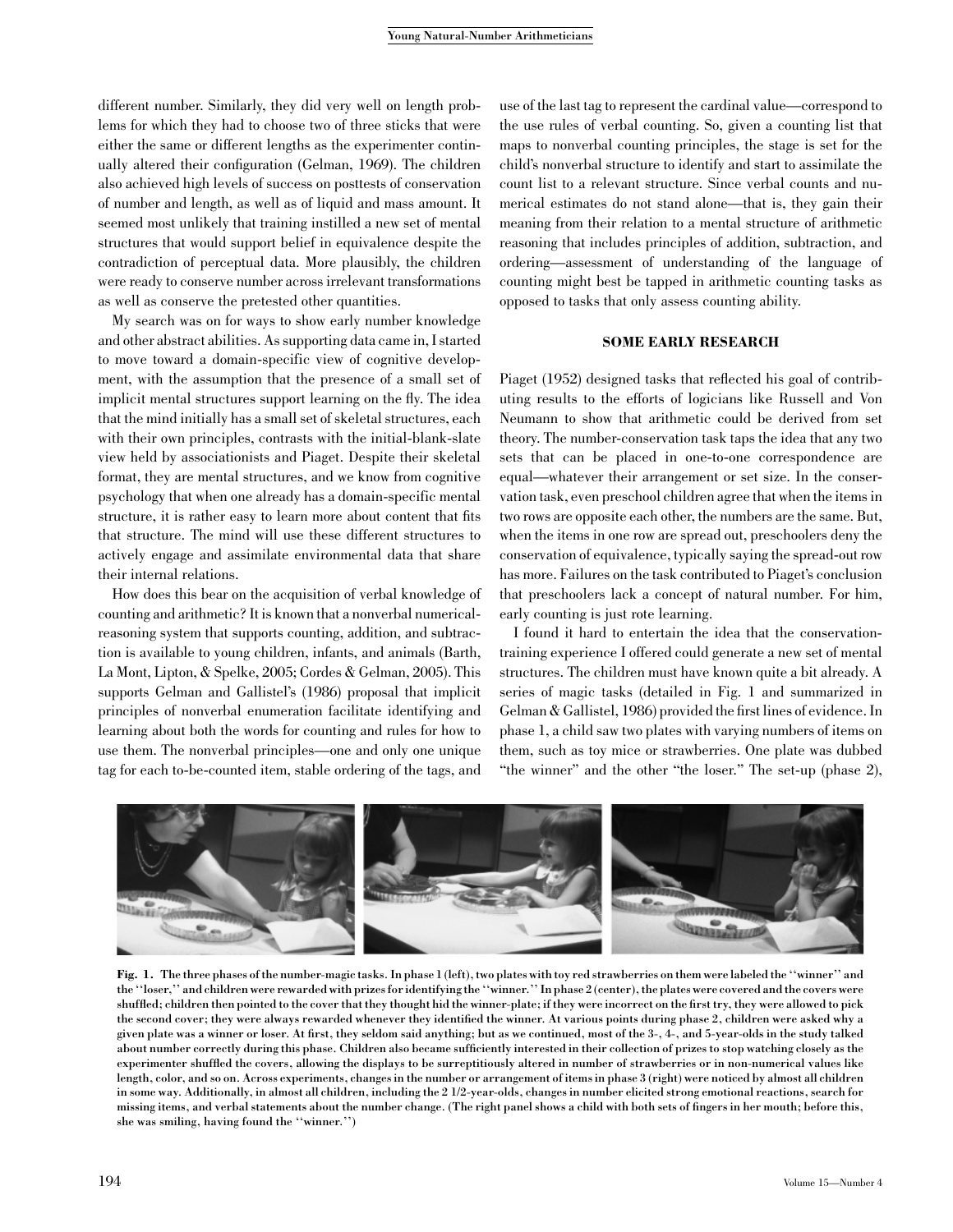different number. Similarly, they did very well on length problems for which they had to choose two of three sticks that were either the same or different lengths as the experimenter continually altered their configuration (Gelman, 1969). The children also achieved high levels of success on posttests of conservation of number and length, as well as of liquid and mass amount. It seemed most unlikely that training instilled a new set of mental structures that would support belief in equivalence despite the contradiction of perceptual data. More plausibly, the children were ready to conserve number across irrelevant transformations as well as conserve the pretested other quantities.

My search was on for ways to show early number knowledge and other abstract abilities. As supporting data came in, I started to move toward a domain-specific view of cognitive development, with the assumption that the presence of a small set of implicit mental structures support learning on the fly. The idea that the mind initially has a small set of skeletal structures, each with their own principles, contrasts with the initial-blank-slate view held by associationists and Piaget. Despite their skeletal format, they are mental structures, and we know from cognitive psychology that when one already has a domain-specific mental structure, it is rather easy to learn more about content that fits that structure. The mind will use these different structures to actively engage and assimilate environmental data that share their internal relations.

How does this bear on the acquisition of verbal knowledge of counting and arithmetic? It is known that a nonverbal numerical-reasoning system that supports counting, addition, and subtraction is available to young children, infants, and animals (Barth, La Mont, Lipton, & Spelke, 2005; Cordes & Gelman, 2005). This supports Gelman and Gallistel's (1986) proposal that implicit principles of nonverbal enumeration facilitate identifying and learning about both the words for counting and rules for how to use them. The nonverbal principles—one and only one unique tag for each to-be-counted item, stable ordering of the tags, and use of the last tag to represent the cardinal value—correspond to the use rules of verbal counting. So, given a counting list that maps to nonverbal counting principles, the stage is set for the child's nonverbal structure to identify and start to assimilate the count list to a relevant structure. Since verbal counts and numerical estimates do not stand alone—that is, they gain their meaning from their relation to a mental structure of arithmetic reasoning that includes principles of addition, subtraction, and ordering—assessment of understanding of the language of counting might best be tapped in arithmetic counting tasks as opposed to tasks that only assess counting ability.

## SOME EARLY RESEARCH

Piaget (1952) designed tasks that reflected his goal of contributing results to the efforts of logicians like Russell and Von Neumann to show that arithmetic could be derived from set theory. The number-conservation task taps the idea that any two sets that can be placed in one-to-one correspondence are equal—whatever their arrangement or set size. In the conservation task, even preschool children agree that when the items in two rows are opposite each other, the numbers are the same. But, when the items in one row are spread out, preschoolers deny the conservation of equivalence, typically saying the spread-out row has more. Failures on the task contributed to Piaget's conclusion that preschoolers lack a concept of natural number. For him, early counting is just rote learning.

I found it hard to entertain the idea that the conservation-training experience I offered could generate a new set of mental structures. The children must have known quite a bit already. A series of magic tasks (detailed in Fig. 1 and summarized in Gelman & Gallistel, 1986) provided the first lines of evidence. In phase 1, a child saw two plates with varying numbers of items on them, such as toy mice or strawberries. One plate was dubbed "the winner" and the other "the loser." The set-up (phase 2),

**Fig. 1.** The three phases of the number-magic tasks. In phase 1 (left), two plates with toy red strawberries on them were labeled the "winner" and the "loser," and children were rewarded with prizes for identifying the "winner." In phase 2 (center), the plates were covered and the covers were shuffled; children then pointed to the cover that they thought hid the winner-plate; if they were incorrect on the first try, they were allowed to pick the second cover; they were always rewarded whenever they identified the winner. At various points during phase 2, children were asked why a given plate was a winner or loser. At first, they seldom said anything; but as we continued, most of the 3-, 4-, and 5-year-olds in the study talked about number correctly during this phase. Children also became sufficiently interested in their collection of prizes to stop watching closely as the experimenter shuffled the covers, allowing the displays to be surreptitiously altered in number of strawberries or in non-numerical values like length, color, and so on. Across experiments, changes in the number or arrangement of items in phase 3 (right) were noticed by almost all children in some way. Additionally, in almost all children, including the 2 1/2-year-olds, changes in number elicited strong emotional reactions, search for missing items, and verbal statements about the number change. (The right panel shows a child with both sets of fingers in her mouth; before this, she was smiling, having found the "winner.")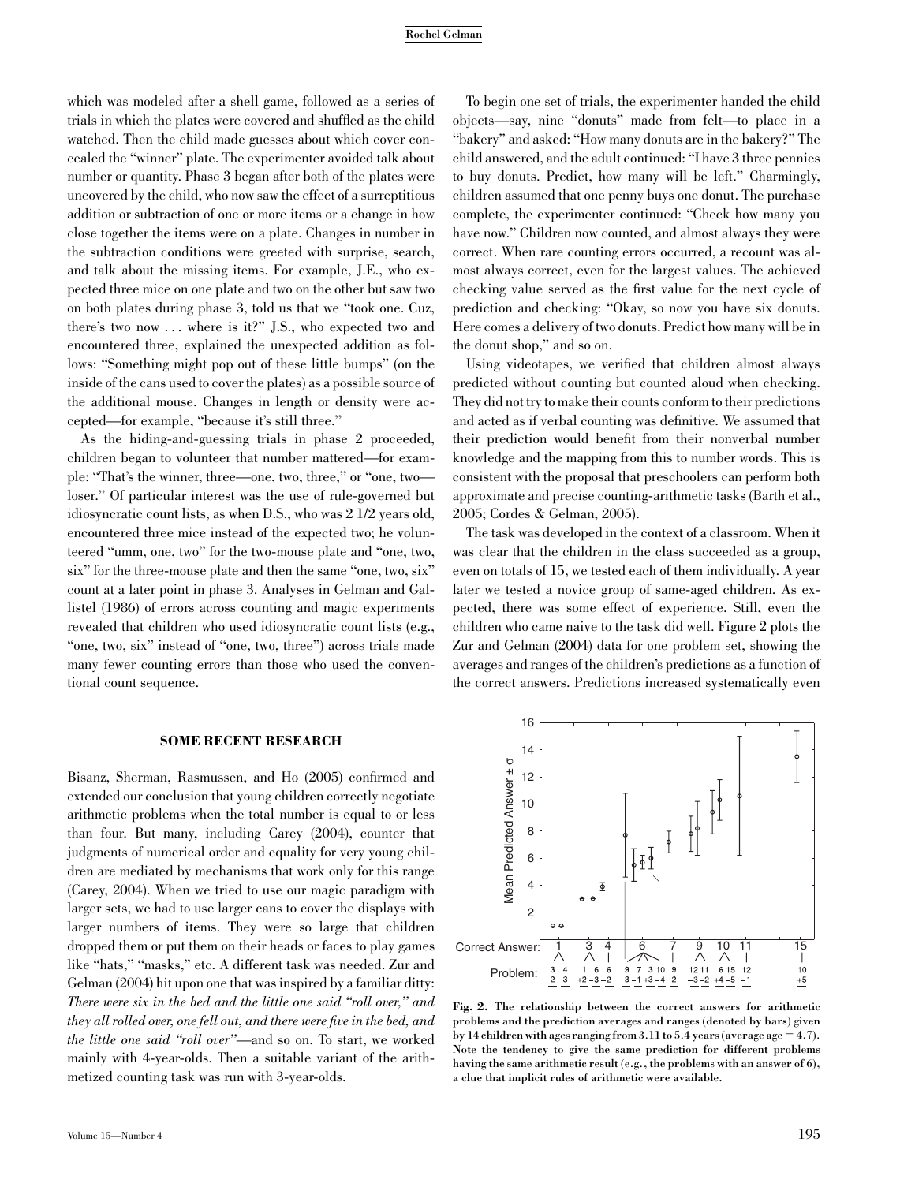which was modeled after a shell game, followed as a series of trials in which the plates were covered and shuffled as the child watched. Then the child made guesses about which cover concealed the "winner" plate. The experimenter avoided talk about number or quantity. Phase 3 began after both of the plates were uncovered by the child, who now saw the effect of a surreptitious addition or subtraction of one or more items or a change in how close together the items were on a plate. Changes in number in the subtraction conditions were greeted with surprise, search, and talk about the missing items. For example, J.E., who expected three mice on one plate and two on the other but saw two on both plates during phase 3, told us that we "took one. Cuz, there's two now . . . where is it?" J.S., who expected two and encountered three, explained the unexpected addition as follows: "Something might pop out of these little bumps" (on the inside of the cans used to cover the plates) as a possible source of the additional mouse. Changes in length or density were accepted—for example, "because it's still three."

As the hiding-and-guessing trials in phase 2 proceeded, children began to volunteer that number mattered—for example: "That's the winner, three—one, two, three," or "one, two—loser." Of particular interest was the use of rule-governed but idiosyncratic count lists, as when D.S., who was 2 1/2 years old, encountered three mice instead of the expected two; he volunteered "umm, one, two" for the two-mouse plate and "one, two, six" for the three-mouse plate and then the same "one, two, six" count at a later point in phase 3. Analyses in Gelman and Gallistel (1986) of errors across counting and magic experiments revealed that children who used idiosyncratic count lists (e.g., "one, two, six" instead of "one, two, three") across trials made many fewer counting errors than those who used the conventional count sequence.

## SOME RECENT RESEARCH

Bisanz, Sherman, Rasmussen, and Ho (2005) confirmed and extended our conclusion that young children correctly negotiate arithmetic problems when the total number is equal to or less than four. But many, including Carey (2004), counter that judgments of numerical order and equality for very young children are mediated by mechanisms that work only for this range (Carey, 2004). When we tried to use our magic paradigm with larger sets, we had to use larger cans to cover the displays with larger numbers of items. They were so large that children dropped them or put them on their heads or faces to play games like "hats," "masks," etc. A different task was needed. Zur and Gelman (2004) hit upon one that was inspired by a familiar ditty: *There were six in the bed and the little one said "roll over," and they all rolled over, one fell out, and there were five in the bed, and the little one said "roll over"*—and so on. To start, we worked mainly with 4-year-olds. Then a suitable variant of the arithmetized counting task was run with 3-year-olds.

To begin one set of trials, the experimenter handed the child objects—say, nine "donuts" made from felt—to place in a "bakery" and asked: "How many donuts are in the bakery?" The child answered, and the adult continued: "I have 3 three pennies to buy donuts. Predict, how many will be left." Charmingly, children assumed that one penny buys one donut. The purchase complete, the experimenter continued: "Check how many you have now." Children now counted, and almost always they were correct. When rare counting errors occurred, a recount was almost always correct, even for the largest values. The achieved checking value served as the first value for the next cycle of prediction and checking: "Okay, so now you have six donuts. Here comes a delivery of two donuts. Predict how many will be in the donut shop," and so on.

Using videotapes, we verified that children almost always predicted without counting but counted aloud when checking. They did not try to make their counts conform to their predictions and acted as if verbal counting was definitive. We assumed that their prediction would benefit from their nonverbal number knowledge and the mapping from this to number words. This is consistent with the proposal that preschoolers can perform both approximate and precise counting-arithmetic tasks (Barth et al., 2005; Cordes & Gelman, 2005).

The task was developed in the context of a classroom. When it was clear that the children in the class succeeded as a group, even on totals of 15, we tested each of them individually. A year later we tested a novice group of same-aged children. As expected, there was some effect of experience. Still, even the children who came naive to the task did well. Figure 2 plots the Zur and Gelman (2004) data for one problem set, showing the averages and ranges of the children's predictions as a function of the correct answers. Predictions increased systematically even

**Fig. 2.** **The relationship between the correct answers for arithmetic problems and the prediction averages and ranges (denoted by bars) given by 14 children with ages ranging from 3.11 to 5.4 years (average age = 4.7). Note the tendency to give the same prediction for different problems having the same arithmetic result (e.g., the problems with an answer of 6), a clue that implicit rules of arithmetic were available.**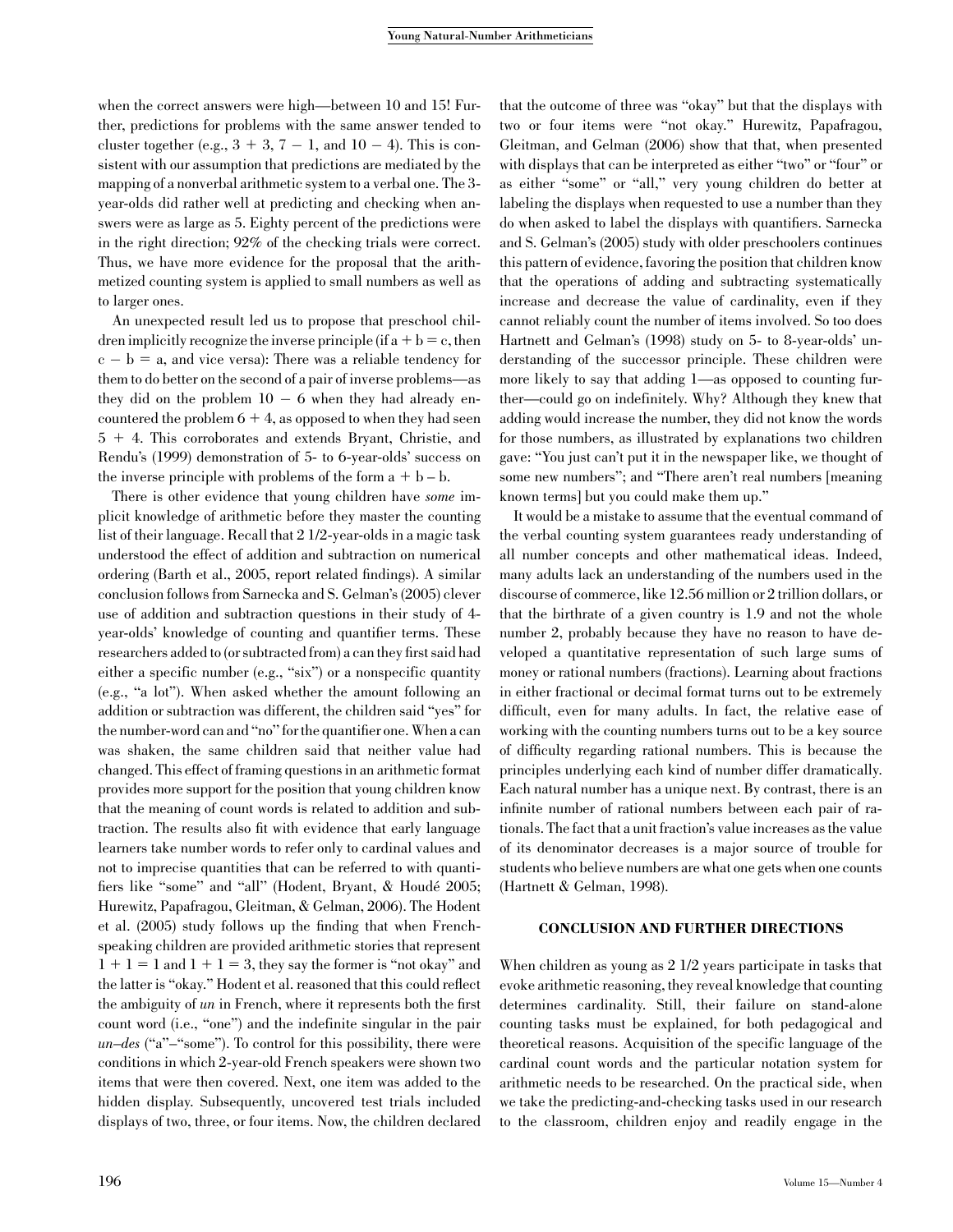when the correct answers were high—between 10 and 15! Further, predictions for problems with the same answer tended to cluster together (e.g., $3 + 3$, $7 - 1$, and $10 - 4$). This is consistent with our assumption that predictions are mediated by the mapping of a nonverbal arithmetic system to a verbal one. The 3-year-olds did rather well at predicting and checking when answers were as large as 5. Eighty percent of the predictions were in the right direction; 92% of the checking trials were correct. Thus, we have more evidence for the proposal that the arithmetized counting system is applied to small numbers as well as to larger ones.

An unexpected result led us to propose that preschool children implicitly recognize the inverse principle (if $a + b = c$, then $c - b = a$, and vice versa): There was a reliable tendency for them to do better on the second of a pair of inverse problems—as they did on the problem $10 - 6$ when they had already encountered the problem $6 + 4$, as opposed to when they had seen $5 + 4$. This corroborates and extends Bryant, Christie, and Rendu's (1999) demonstration of 5- to 6-year-olds' success on the inverse principle with problems of the form $a + b - b$.

There is other evidence that young children have *some* implicit knowledge of arithmetic before they master the counting list of their language. Recall that 2 1/2-year-olds in a magic task understood the effect of addition and subtraction on numerical ordering (Barth et al., 2005, report related findings). A similar conclusion follows from Sarnecka and S. Gelman's (2005) clever use of addition and subtraction questions in their study of 4-year-olds' knowledge of counting and quantifier terms. These researchers added to (or subtracted from) a can they first said had either a specific number (e.g., "six") or a nonspecific quantity (e.g., "a lot"). When asked whether the amount following an addition or subtraction was different, the children said "yes" for the number-word can and "no" for the quantifier one. When a can was shaken, the same children said that neither value had changed. This effect of framing questions in an arithmetic format provides more support for the position that young children know that the meaning of count words is related to addition and subtraction. The results also fit with evidence that early language learners take number words to refer only to cardinal values and not to imprecise quantities that can be referred to with quantifiers like "some" and "all" (Hodent, Bryant, & Houdé 2005; Hurewitz, Papafragou, Gleitman, & Gelman, 2006). The Hodent et al. (2005) study follows up the finding that when French-speaking children are provided arithmetic stories that represent $1 + 1 = 1$ and $1 + 1 = 3$, they say the former is "not okay" and the latter is "okay." Hodent et al. reasoned that this could reflect the ambiguity of *un* in French, where it represents both the first count word (i.e., "one") and the indefinite singular in the pair *un–des* ("a"–"some"). To control for this possibility, there were conditions in which 2-year-old French speakers were shown two items that were then covered. Next, one item was added to the hidden display. Subsequently, uncovered test trials included displays of two, three, or four items. Now, the children declared that the outcome of three was "okay" but that the displays with two or four items were "not okay." Hurewitz, Papafragou, Gleitman, and Gelman (2006) show that that, when presented with displays that can be interpreted as either "two" or "four" or as either "some" or "all," very young children do better at labeling the displays when requested to use a number than they do when asked to label the displays with quantifiers. Sarnecka and S. Gelman's (2005) study with older preschoolers continues this pattern of evidence, favoring the position that children know that the operations of adding and subtracting systematically increase and decrease the value of cardinality, even if they cannot reliably count the number of items involved. So too does Hartnett and Gelman's (1998) study on 5- to 8-year-olds' understanding of the successor principle. These children were more likely to say that adding 1—as opposed to counting further—could go on indefinitely. Why? Although they knew that adding would increase the number, they did not know the words for those numbers, as illustrated by explanations two children gave: "You just can't put it in the newspaper like, we thought of some new numbers"; and "There aren't real numbers [meaning known terms] but you could make them up."

It would be a mistake to assume that the eventual command of the verbal counting system guarantees ready understanding of all number concepts and other mathematical ideas. Indeed, many adults lack an understanding of the numbers used in the discourse of commerce, like 12.56 million or 2 trillion dollars, or that the birthrate of a given country is 1.9 and not the whole number 2, probably because they have no reason to have developed a quantitative representation of such large sums of money or rational numbers (fractions). Learning about fractions in either fractional or decimal format turns out to be extremely difficult, even for many adults. In fact, the relative ease of working with the counting numbers turns out to be a key source of difficulty regarding rational numbers. This is because the principles underlying each kind of number differ dramatically. Each natural number has a unique next. By contrast, there is an infinite number of rational numbers between each pair of rationals. The fact that a unit fraction's value increases as the value of its denominator decreases is a major source of trouble for students who believe numbers are what one gets when one counts (Hartnett & Gelman, 1998).

## CONCLUSION AND FURTHER DIRECTIONS

When children as young as 2 1/2 years participate in tasks that evoke arithmetic reasoning, they reveal knowledge that counting determines cardinality. Still, their failure on stand-alone counting tasks must be explained, for both pedagogical and theoretical reasons. Acquisition of the specific language of the cardinal count words and the particular notation system for arithmetic needs to be researched. On the practical side, when we take the predicting-and-checking tasks used in our research to the classroom, children enjoy and readily engage in the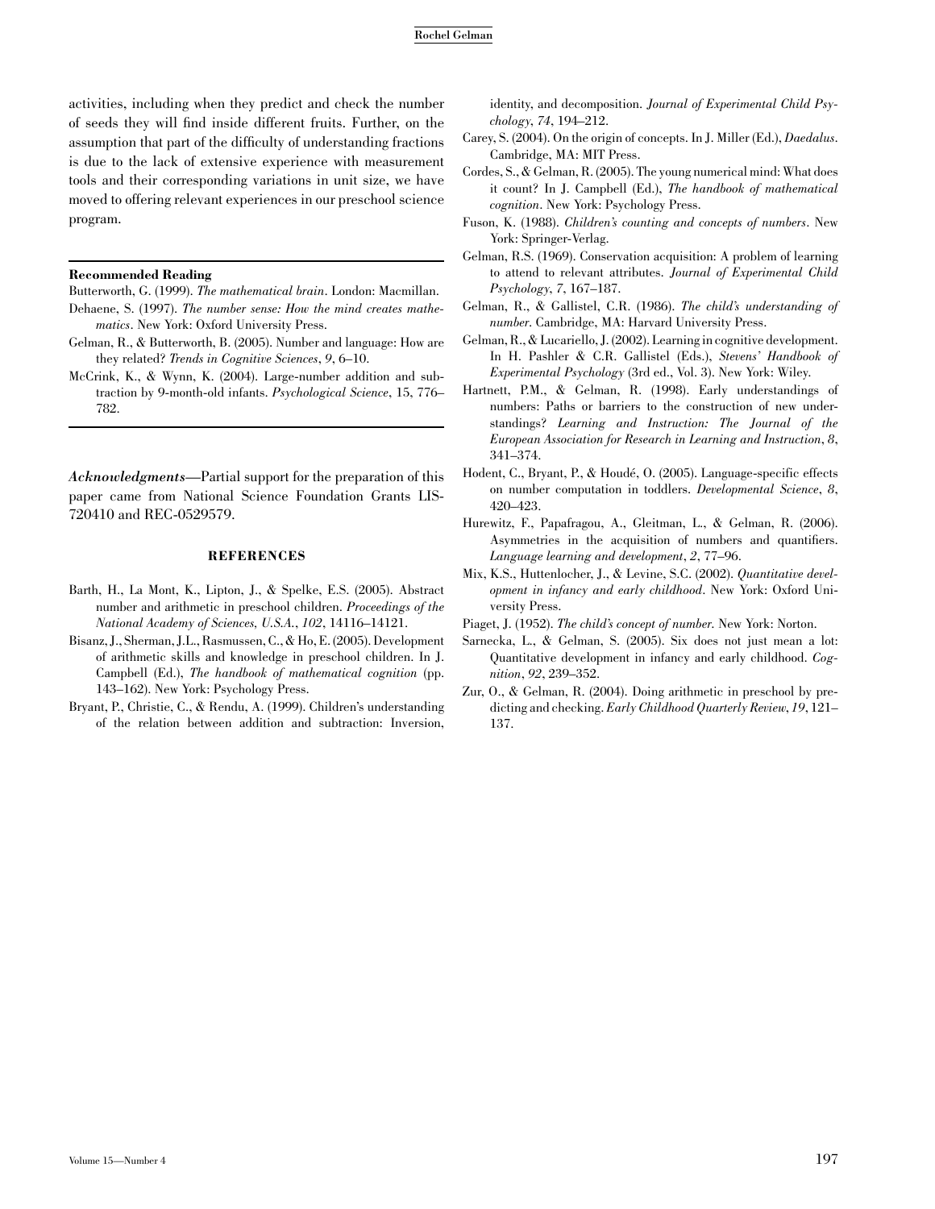activities, including when they predict and check the number of seeds they will find inside different fruits. Further, on the assumption that part of the difficulty of understanding fractions is due to the lack of extensive experience with measurement tools and their corresponding variations in unit size, we have moved to offering relevant experiences in our preschool science program.

**Recommended Reading**

Butterworth, G. (1999). *The mathematical brain*. London: Macmillan.

Dehaene, S. (1997). *The number sense: How the mind creates mathematics*. New York: Oxford University Press.

Gelman, R., & Butterworth, B. (2005). Number and language: How are they related? *Trends in Cognitive Sciences*, *9*, 6–10.

McCrink, K., & Wynn, K. (2004). Large-number addition and subtraction by 9-month-old infants. *Psychological Science*, 15, 776–782.

***Acknowledgments***—Partial support for the preparation of this paper came from National Science Foundation Grants LIS-720410 and REC-0529579.

## REFERENCES

Barth, H., La Mont, K., Lipton, J., & Spelke, E.S. (2005). Abstract number and arithmetic in preschool children. *Proceedings of the National Academy of Sciences, U.S.A.*, *102*, 14116–14121.

Bisanz, J., Sherman, J.L., Rasmussen, C., & Ho, E. (2005). Development of arithmetic skills and knowledge in preschool children. In J. Campbell (Ed.), *The handbook of mathematical cognition* (pp. 143–162). New York: Psychology Press.

Bryant, P., Christie, C., & Rendu, A. (1999). Children's understanding of the relation between addition and subtraction: Inversion, identity, and decomposition. *Journal of Experimental Child Psychology*, *74*, 194–212.

Carey, S. (2004). On the origin of concepts. In J. Miller (Ed.), *Daedalus*. Cambridge, MA: MIT Press.

Cordes, S., & Gelman, R. (2005). The young numerical mind: What does it count? In J. Campbell (Ed.), *The handbook of mathematical cognition*. New York: Psychology Press.

Fuson, K. (1988). *Children's counting and concepts of numbers*. New York: Springer-Verlag.

Gelman, R.S. (1969). Conservation acquisition: A problem of learning to attend to relevant attributes. *Journal of Experimental Child Psychology*, *7*, 167–187.

Gelman, R., & Gallistel, C.R. (1986). *The child's understanding of number*. Cambridge, MA: Harvard University Press.

Gelman, R., & Lucariello, J. (2002). Learning in cognitive development. In H. Pashler & C.R. Gallistel (Eds.), *Stevens' Handbook of Experimental Psychology* (3rd ed., Vol. 3). New York: Wiley.

Hartnett, P.M., & Gelman, R. (1998). Early understandings of numbers: Paths or barriers to the construction of new understandings? *Learning and Instruction: The Journal of the European Association for Research in Learning and Instruction*, *8*, 341–374.

Hodent, C., Bryant, P., & Houdé, O. (2005). Language-specific effects on number computation in toddlers. *Developmental Science*, *8*, 420–423.

Hurewitz, F., Papafragou, A., Gleitman, L., & Gelman, R. (2006). Asymmetries in the acquisition of numbers and quantifiers. *Language learning and development*, *2*, 77–96.

Mix, K.S., Huttenlocher, J., & Levine, S.C. (2002). *Quantitative development in infancy and early childhood*. New York: Oxford University Press.

Piaget, J. (1952). *The child's concept of number*. New York: Norton.

Sarnecka, L., & Gelman, S. (2005). Six does not just mean a lot: Quantitative development in infancy and early childhood. *Cognition*, *92*, 239–352.

Zur, O., & Gelman, R. (2004). Doing arithmetic in preschool by predicting and checking. *Early Childhood Quarterly Review*, *19*, 121–137.